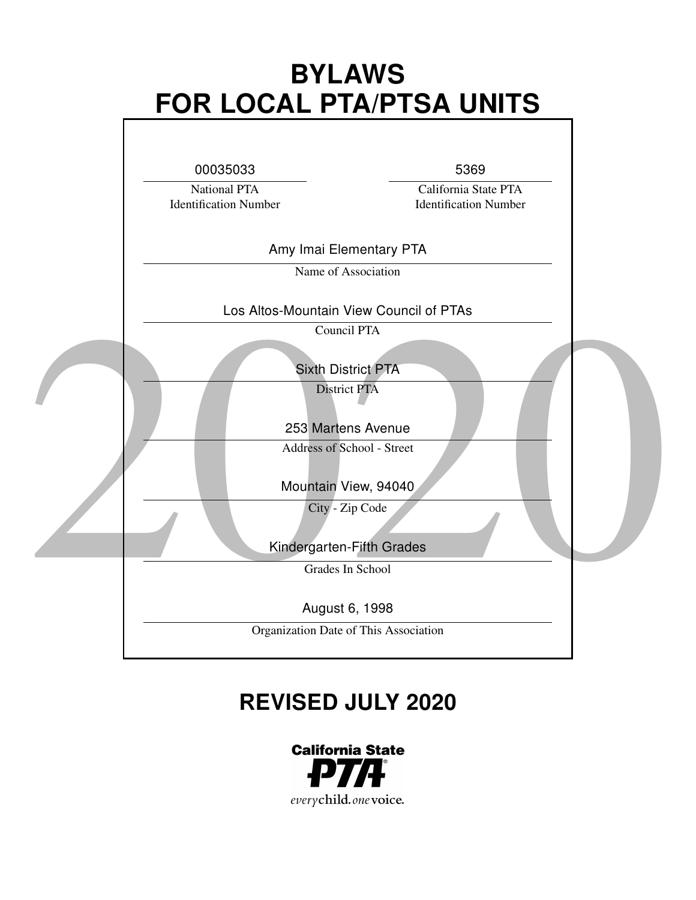# BYLAWS
# FOR LOCAL PTA/PTSA UNITS

| 00035033 | 5369 |
| --- | --- |
| National PTA Identification Number | California State PTA Identification Number |

Amy Imai Elementary PTA
Name of Association

Los Altos-Mountain View Council of PTAs
Council PTA

Sixth District PTA
District PTA

253 Martens Avenue
Address of School - Street

Mountain View, 94040
City - Zip Code

Kindergarten-Fifth Grades
Grades In School

August 6, 1998
Organization Date of This Association

2020

## REVISED JULY 2020

California State PTA

*every* child. *one* voice.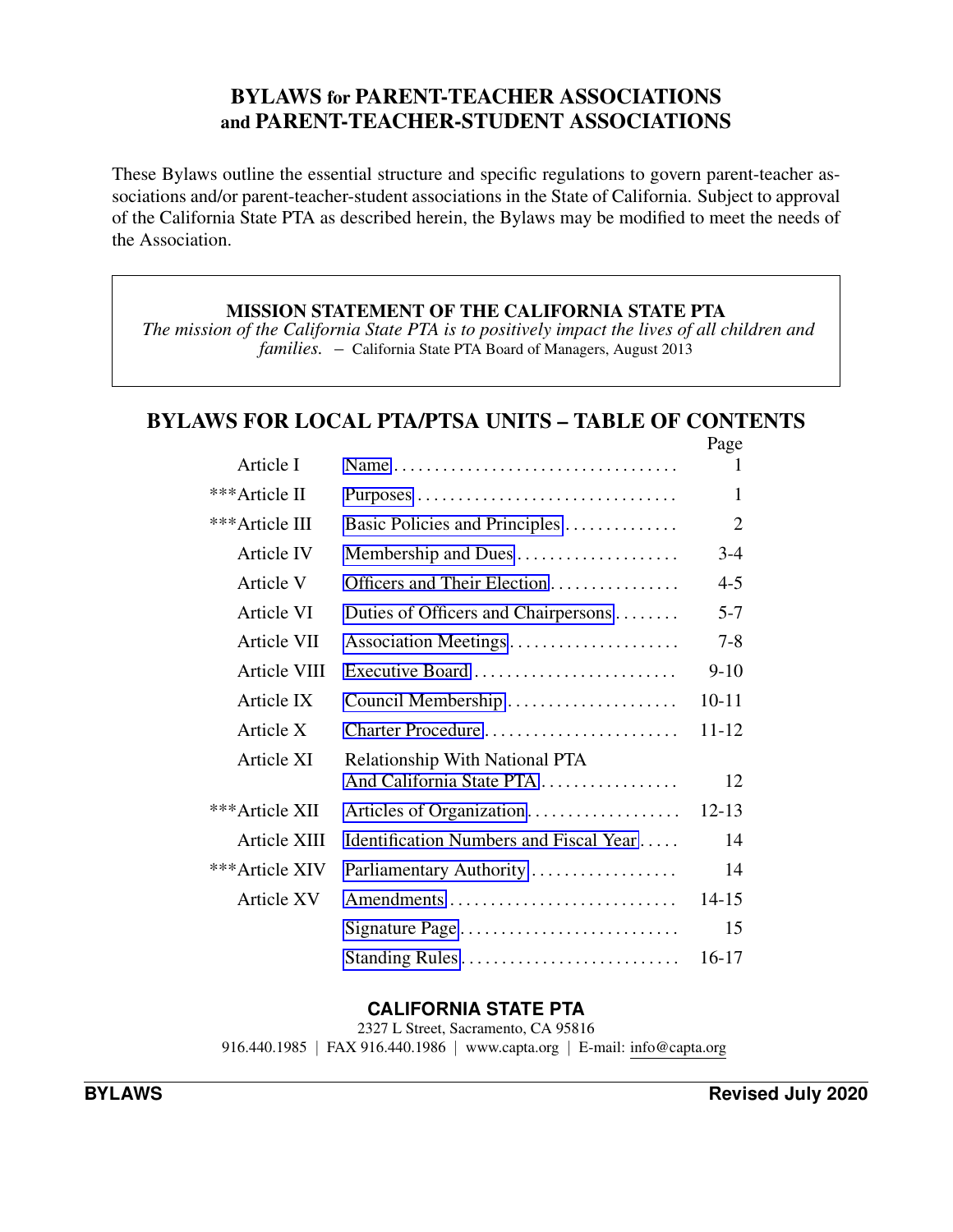# BYLAWS for PARENT-TEACHER ASSOCIATIONS and PARENT-TEACHER-STUDENT ASSOCIATIONS

These Bylaws outline the essential structure and specific regulations to govern parent-teacher associations and/or parent-teacher-student associations in the State of California. Subject to approval of the California State PTA as described herein, the Bylaws may be modified to meet the needs of the Association.

> **MISSION STATEMENT OF THE CALIFORNIA STATE PTA**
> *The mission of the California State PTA is to positively impact the lives of all children and families.* – California State PTA Board of Managers, August 2013

## BYLAWS FOR LOCAL PTA/PTSA UNITS – TABLE OF CONTENTS

| | | Page |
|---|---|---|
| Article I | Name | 1 |
| ***Article II | Purposes | 1 |
| ***Article III | Basic Policies and Principles | 2 |
| Article IV | Membership and Dues | 3-4 |
| Article V | Officers and Their Election | 4-5 |
| Article VI | Duties of Officers and Chairpersons | 5-7 |
| Article VII | Association Meetings | 7-8 |
| Article VIII | Executive Board | 9-10 |
| Article IX | Council Membership | 10-11 |
| Article X | Charter Procedure | 11-12 |
| Article XI | Relationship With National PTA And California State PTA | 12 |
| ***Article XII | Articles of Organization | 12-13 |
| Article XIII | Identification Numbers and Fiscal Year | 14 |
| ***Article XIV | Parliamentary Authority | 14 |
| Article XV | Amendments | 14-15 |
| | Signature Page | 15 |
| | Standing Rules | 16-17 |

**CALIFORNIA STATE PTA**
2327 L Street, Sacramento, CA 95816
916.440.1985 | FAX 916.440.1986 | www.capta.org | E-mail: info@capta.org

**BYLAWS** **Revised July 2020**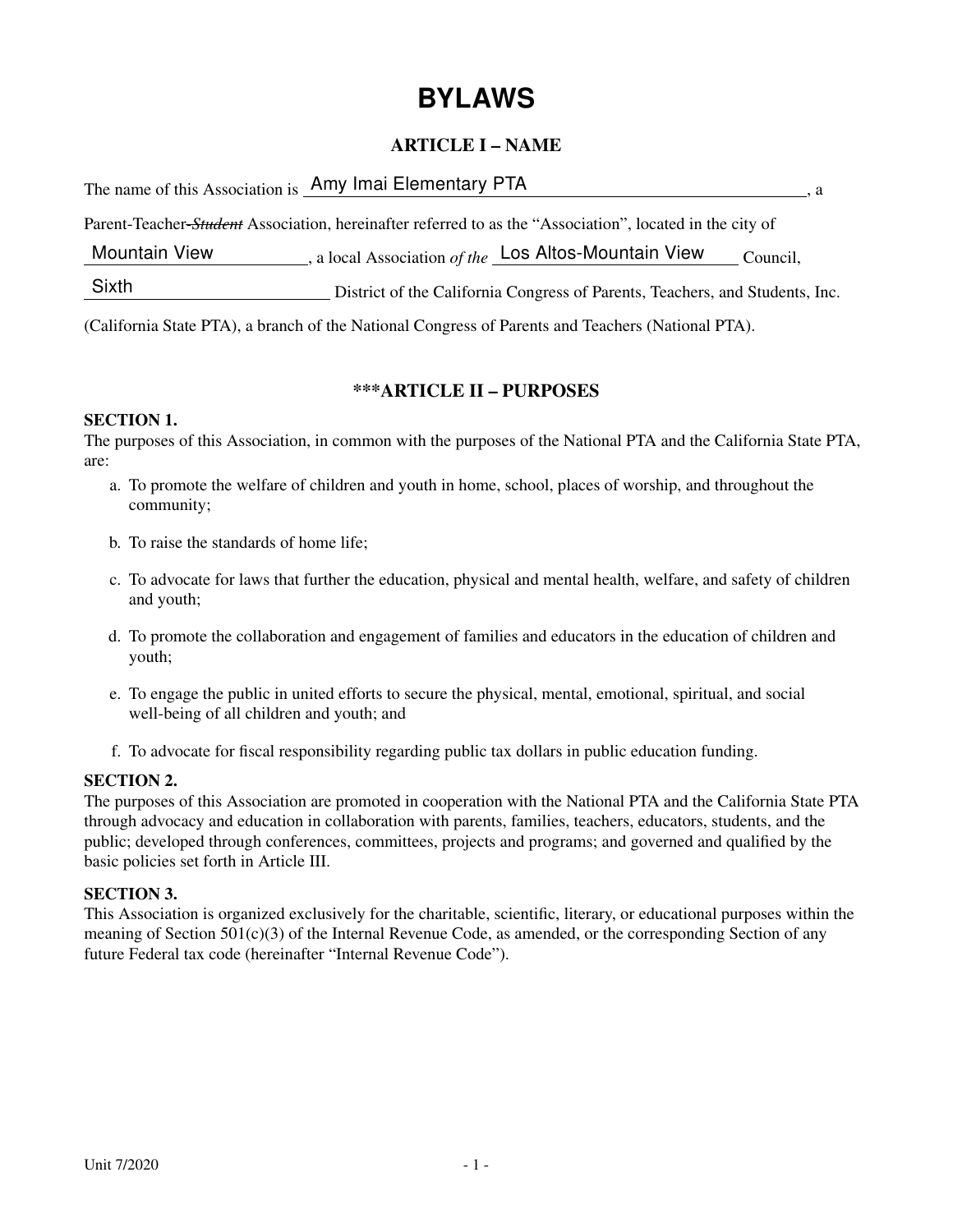# BYLAWS

## ARTICLE I – NAME

The name of this Association is Amy Imai Elementary PTA, a Parent-Teacher-~~*Student*~~ Association, hereinafter referred to as the "Association", located in the city of Mountain View, a local Association *of the* Los Altos-Mountain View Council, Sixth District of the California Congress of Parents, Teachers, and Students, Inc. (California State PTA), a branch of the National Congress of Parents and Teachers (National PTA).

## ***ARTICLE II – PURPOSES

**SECTION 1.**
The purposes of this Association, in common with the purposes of the National PTA and the California State PTA, are:

a. To promote the welfare of children and youth in home, school, places of worship, and throughout the community;

b. To raise the standards of home life;

c. To advocate for laws that further the education, physical and mental health, welfare, and safety of children and youth;

d. To promote the collaboration and engagement of families and educators in the education of children and youth;

e. To engage the public in united efforts to secure the physical, mental, emotional, spiritual, and social well-being of all children and youth; and

f. To advocate for fiscal responsibility regarding public tax dollars in public education funding.

**SECTION 2.**
The purposes of this Association are promoted in cooperation with the National PTA and the California State PTA through advocacy and education in collaboration with parents, families, teachers, educators, students, and the public; developed through conferences, committees, projects and programs; and governed and qualified by the basic policies set forth in Article III.

**SECTION 3.**
This Association is organized exclusively for the charitable, scientific, literary, or educational purposes within the meaning of Section 501(c)(3) of the Internal Revenue Code, as amended, or the corresponding Section of any future Federal tax code (hereinafter "Internal Revenue Code").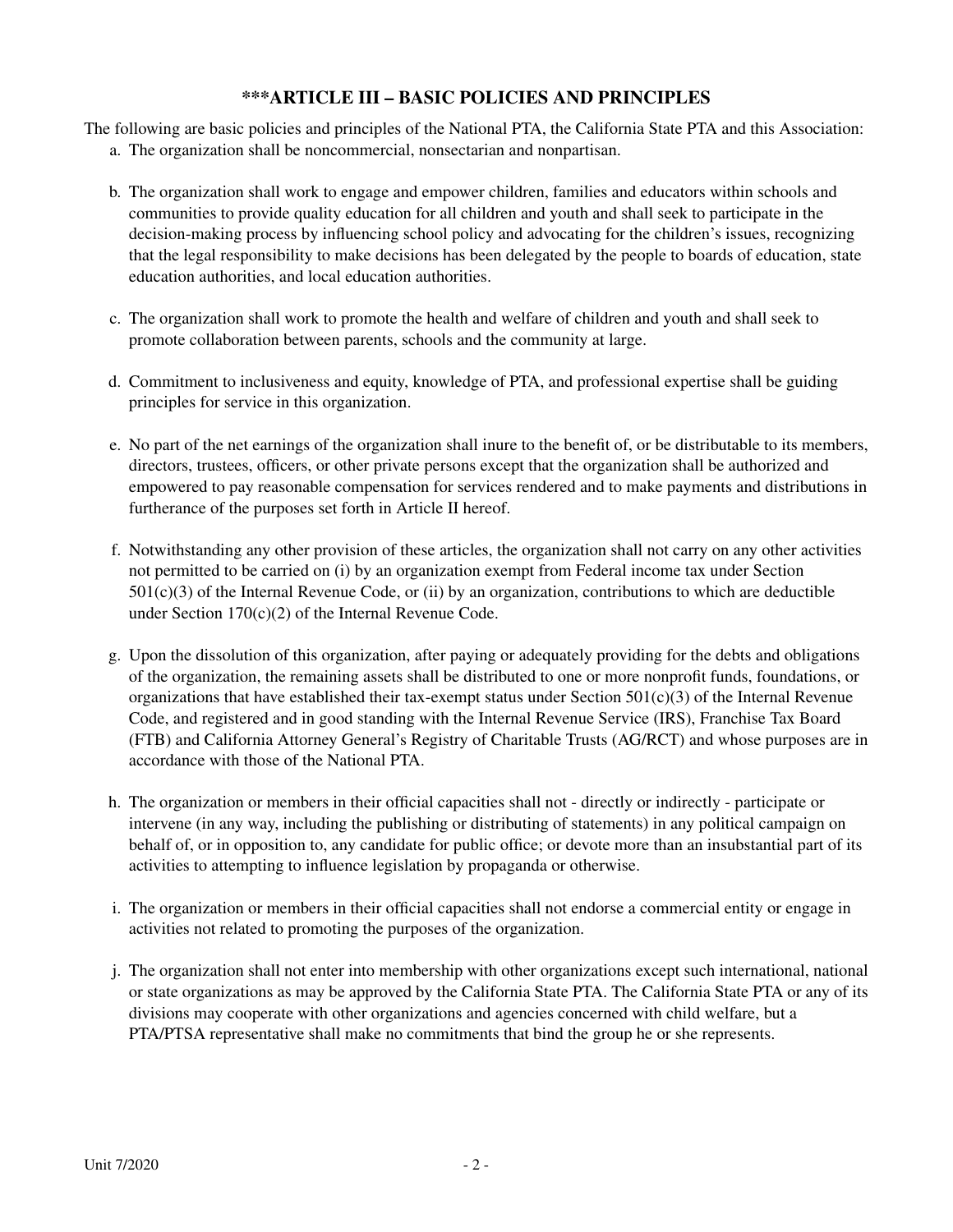## ***ARTICLE III – BASIC POLICIES AND PRINCIPLES

The following are basic policies and principles of the National PTA, the California State PTA and this Association:

a. The organization shall be noncommercial, nonsectarian and nonpartisan.

b. The organization shall work to engage and empower children, families and educators within schools and communities to provide quality education for all children and youth and shall seek to participate in the decision-making process by influencing school policy and advocating for the children's issues, recognizing that the legal responsibility to make decisions has been delegated by the people to boards of education, state education authorities, and local education authorities.

c. The organization shall work to promote the health and welfare of children and youth and shall seek to promote collaboration between parents, schools and the community at large.

d. Commitment to inclusiveness and equity, knowledge of PTA, and professional expertise shall be guiding principles for service in this organization.

e. No part of the net earnings of the organization shall inure to the benefit of, or be distributable to its members, directors, trustees, officers, or other private persons except that the organization shall be authorized and empowered to pay reasonable compensation for services rendered and to make payments and distributions in furtherance of the purposes set forth in Article II hereof.

f. Notwithstanding any other provision of these articles, the organization shall not carry on any other activities not permitted to be carried on (i) by an organization exempt from Federal income tax under Section 501(c)(3) of the Internal Revenue Code, or (ii) by an organization, contributions to which are deductible under Section 170(c)(2) of the Internal Revenue Code.

g. Upon the dissolution of this organization, after paying or adequately providing for the debts and obligations of the organization, the remaining assets shall be distributed to one or more nonprofit funds, foundations, or organizations that have established their tax-exempt status under Section 501(c)(3) of the Internal Revenue Code, and registered and in good standing with the Internal Revenue Service (IRS), Franchise Tax Board (FTB) and California Attorney General's Registry of Charitable Trusts (AG/RCT) and whose purposes are in accordance with those of the National PTA.

h. The organization or members in their official capacities shall not - directly or indirectly - participate or intervene (in any way, including the publishing or distributing of statements) in any political campaign on behalf of, or in opposition to, any candidate for public office; or devote more than an insubstantial part of its activities to attempting to influence legislation by propaganda or otherwise.

i. The organization or members in their official capacities shall not endorse a commercial entity or engage in activities not related to promoting the purposes of the organization.

j. The organization shall not enter into membership with other organizations except such international, national or state organizations as may be approved by the California State PTA. The California State PTA or any of its divisions may cooperate with other organizations and agencies concerned with child welfare, but a PTA/PTSA representative shall make no commitments that bind the group he or she represents.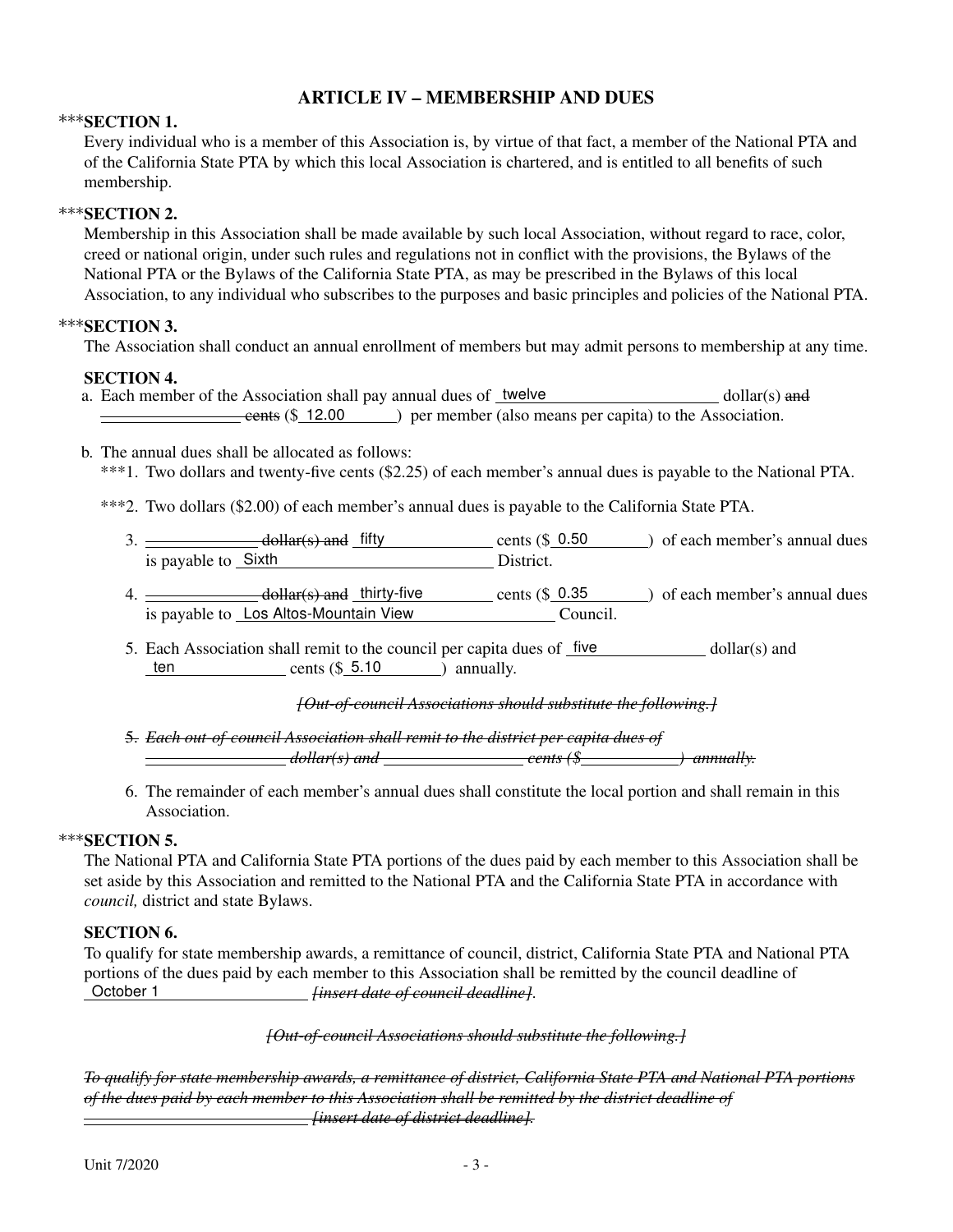## ARTICLE IV – MEMBERSHIP AND DUES

***SECTION 1.

Every individual who is a member of this Association is, by virtue of that fact, a member of the National PTA and of the California State PTA by which this local Association is chartered, and is entitled to all benefits of such membership.

***SECTION 2.

Membership in this Association shall be made available by such local Association, without regard to race, color, creed or national origin, under such rules and regulations not in conflict with the provisions, the Bylaws of the National PTA or the Bylaws of the California State PTA, as may be prescribed in the Bylaws of this local Association, to any individual who subscribes to the purposes and basic principles and policies of the National PTA.

***SECTION 3.

The Association shall conduct an annual enrollment of members but may admit persons to membership at any time.

**SECTION 4.**

a. Each member of the Association shall pay annual dues of twelve dollar(s) ~~and~~ ~~cents~~ ($ 12.00) per member (also means per capita) to the Association.

b. The annual dues shall be allocated as follows:

***1. Two dollars and twenty-five cents ($2.25) of each member's annual dues is payable to the National PTA.

***2. Two dollars ($2.00) of each member's annual dues is payable to the California State PTA.

3. ~~dollar(s) and~~ fifty cents ($ 0.50) of each member's annual dues is payable to Sixth District.

4. ~~dollar(s) and~~ thirty-five cents ($ 0.35) of each member's annual dues is payable to Los Altos-Mountain View Council.

5. Each Association shall remit to the council per capita dues of five dollar(s) and ten cents ($ 5.10) annually.

~~*[Out-of-council Associations should substitute the following.]*~~

~~*5. Each out-of-council Association shall remit to the district per capita dues of \_\_\_\_\_\_ dollar(s) and \_\_\_\_\_\_ cents ($\_\_\_\_\_\_) annually.*~~

6. The remainder of each member's annual dues shall constitute the local portion and shall remain in this Association.

***SECTION 5.

The National PTA and California State PTA portions of the dues paid by each member to this Association shall be set aside by this Association and remitted to the National PTA and the California State PTA in accordance with *council,* district and state Bylaws.

**SECTION 6.**

To qualify for state membership awards, a remittance of council, district, California State PTA and National PTA portions of the dues paid by each member to this Association shall be remitted by the council deadline of October 1 ~~*[insert date of council deadline]*~~.

~~*[Out-of-council Associations should substitute the following.]*~~

~~*To qualify for state membership awards, a remittance of district, California State PTA and National PTA portions of the dues paid by each member to this Association shall be remitted by the district deadline of \_\_\_\_\_\_ [insert date of district deadline].*~~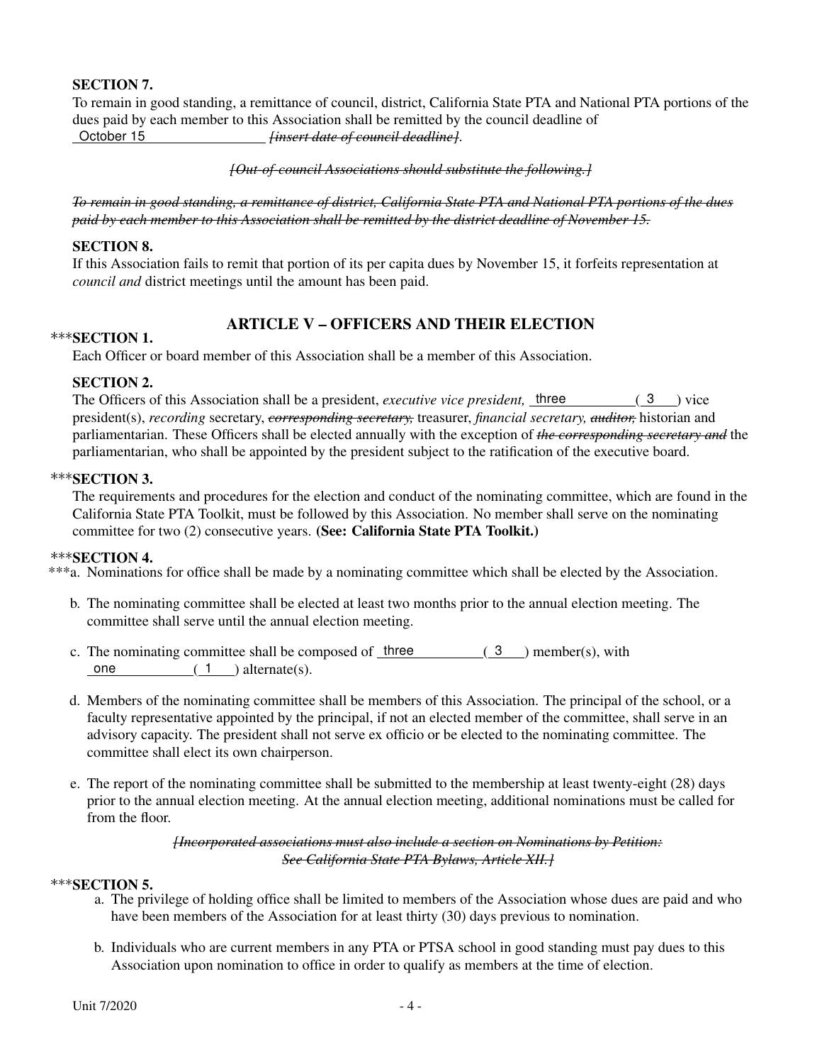**SECTION 7.**
To remain in good standing, a remittance of council, district, California State PTA and National PTA portions of the dues paid by each member to this Association shall be remitted by the council deadline of October 15 ~~*[insert date of council deadline]*~~.

~~*[Out-of-council Associations should substitute the following.]*~~

~~*To remain in good standing, a remittance of district, California State PTA and National PTA portions of the dues paid by each member to this Association shall be remitted by the district deadline of November 15.*~~

**SECTION 8.**
If this Association fails to remit that portion of its per capita dues by November 15, it forfeits representation at *council and* district meetings until the amount has been paid.

## ARTICLE V – OFFICERS AND THEIR ELECTION

***SECTION 1.**
Each Officer or board member of this Association shall be a member of this Association.

**SECTION 2.**
The Officers of this Association shall be a president, *executive vice president,* three ( 3 ) vice president(s), *recording* secretary, ~~*corresponding secretary,*~~ treasurer, *financial secretary,* ~~*auditor,*~~ historian and parliamentarian. These Officers shall be elected annually with the exception of ~~*the corresponding secretary and*~~ the parliamentarian, who shall be appointed by the president subject to the ratification of the executive board.

***SECTION 3.**
The requirements and procedures for the election and conduct of the nominating committee, which are found in the California State PTA Toolkit, must be followed by this Association. No member shall serve on the nominating committee for two (2) consecutive years. **(See: California State PTA Toolkit.)**

***SECTION 4.**

***a. Nominations for office shall be made by a nominating committee which shall be elected by the Association.

b. The nominating committee shall be elected at least two months prior to the annual election meeting. The committee shall serve until the annual election meeting.

c. The nominating committee shall be composed of three ( 3 ) member(s), with one ( 1 ) alternate(s).

d. Members of the nominating committee shall be members of this Association. The principal of the school, or a faculty representative appointed by the principal, if not an elected member of the committee, shall serve in an advisory capacity. The president shall not serve ex officio or be elected to the nominating committee. The committee shall elect its own chairperson.

e. The report of the nominating committee shall be submitted to the membership at least twenty-eight (28) days prior to the annual election meeting. At the annual election meeting, additional nominations must be called for from the floor.

~~*[Incorporated associations must also include a section on Nominations by Petition: See California State PTA Bylaws, Article XII.]*~~

***SECTION 5.**

a. The privilege of holding office shall be limited to members of the Association whose dues are paid and who have been members of the Association for at least thirty (30) days previous to nomination.

b. Individuals who are current members in any PTA or PTSA school in good standing must pay dues to this Association upon nomination to office in order to qualify as members at the time of election.

Unit 7/2020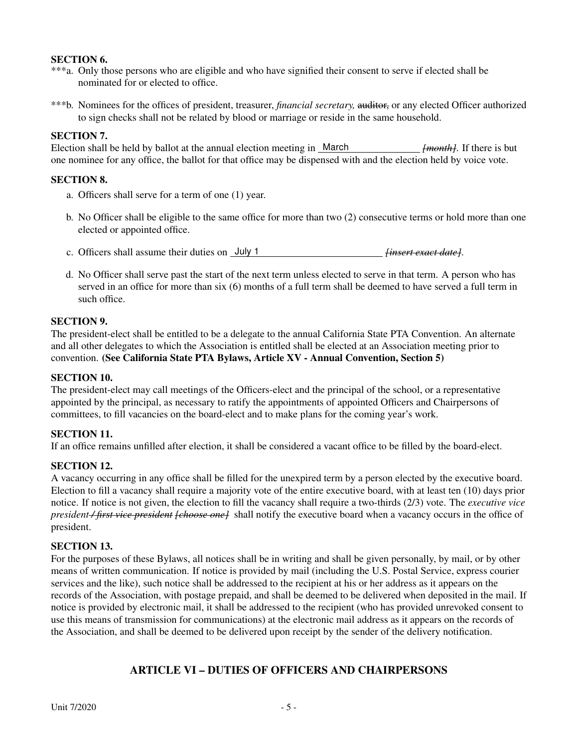**SECTION 6.**

***a. Only those persons who are eligible and who have signified their consent to serve if elected shall be nominated for or elected to office.

***b. Nominees for the offices of president, treasurer, *financial secretary,* ~~auditor,~~ or any elected Officer authorized to sign checks shall not be related by blood or marriage or reside in the same household.

**SECTION 7.**

Election shall be held by ballot at the annual election meeting in March ~~*[month]*~~. If there is but one nominee for any office, the ballot for that office may be dispensed with and the election held by voice vote.

**SECTION 8.**

a. Officers shall serve for a term of one (1) year.

b. No Officer shall be eligible to the same office for more than two (2) consecutive terms or hold more than one elected or appointed office.

c. Officers shall assume their duties on July 1 ~~*[insert exact date]*~~.

d. No Officer shall serve past the start of the next term unless elected to serve in that term. A person who has served in an office for more than six (6) months of a full term shall be deemed to have served a full term in such office.

**SECTION 9.**

The president-elect shall be entitled to be a delegate to the annual California State PTA Convention. An alternate and all other delegates to which the Association is entitled shall be elected at an Association meeting prior to convention. **(See California State PTA Bylaws, Article XV - Annual Convention, Section 5)**

**SECTION 10.**

The president-elect may call meetings of the Officers-elect and the principal of the school, or a representative appointed by the principal, as necessary to ratify the appointments of appointed Officers and Chairpersons of committees, to fill vacancies on the board-elect and to make plans for the coming year's work.

**SECTION 11.**

If an office remains unfilled after election, it shall be considered a vacant office to be filled by the board-elect.

**SECTION 12.**

A vacancy occurring in any office shall be filled for the unexpired term by a person elected by the executive board. Election to fill a vacancy shall require a majority vote of the entire executive board, with at least ten (10) days prior notice. If notice is not given, the election to fill the vacancy shall require a two-thirds (2/3) vote. The *executive vice president* ~~*/ first vice president [choose one]*~~ shall notify the executive board when a vacancy occurs in the office of president.

**SECTION 13.**

For the purposes of these Bylaws, all notices shall be in writing and shall be given personally, by mail, or by other means of written communication. If notice is provided by mail (including the U.S. Postal Service, express courier services and the like), such notice shall be addressed to the recipient at his or her address as it appears on the records of the Association, with postage prepaid, and shall be deemed to be delivered when deposited in the mail. If notice is provided by electronic mail, it shall be addressed to the recipient (who has provided unrevoked consent to use this means of transmission for communications) at the electronic mail address as it appears on the records of the Association, and shall be deemed to be delivered upon receipt by the sender of the delivery notification.

## ARTICLE VI – DUTIES OF OFFICERS AND CHAIRPERSONS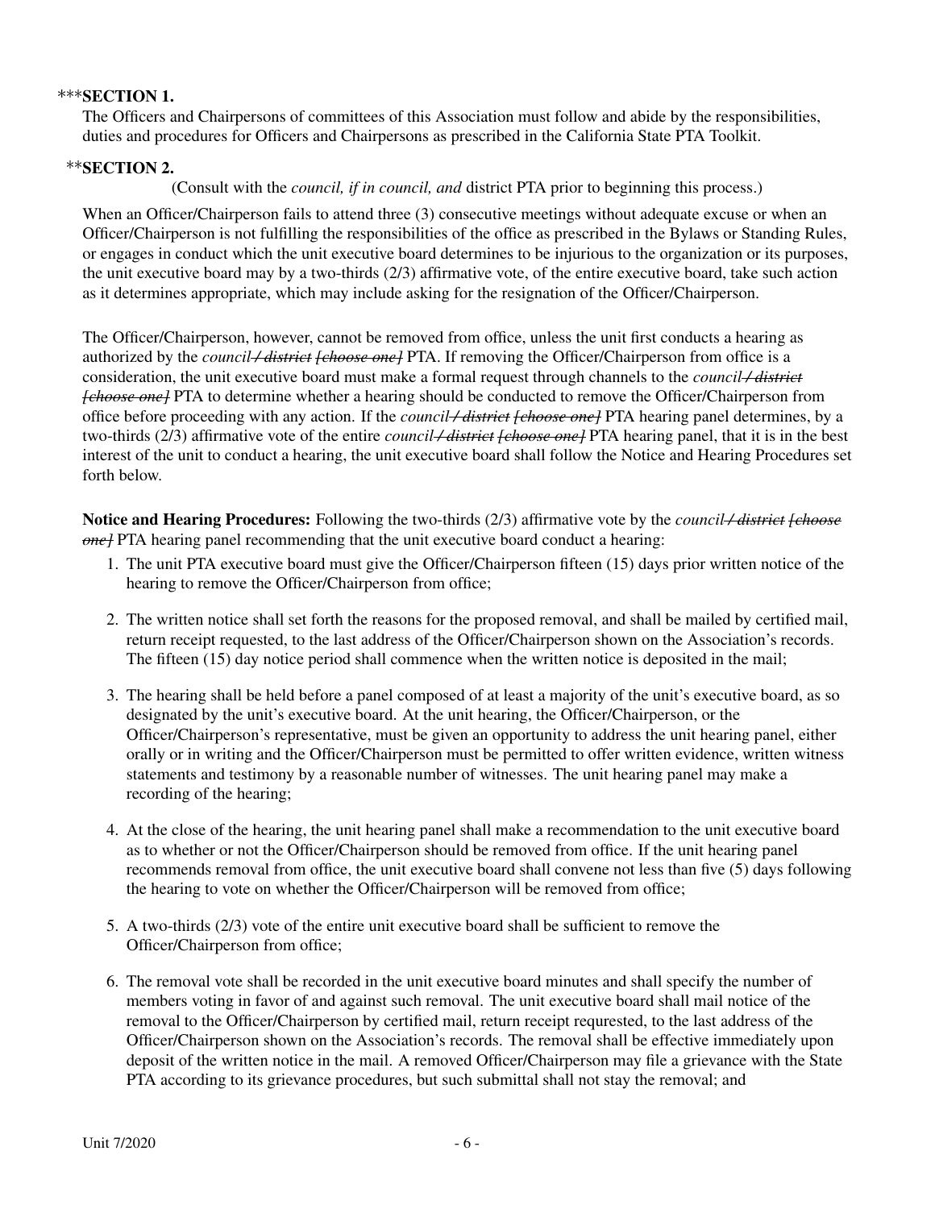***SECTION 1.**

The Officers and Chairpersons of committees of this Association must follow and abide by the responsibilities, duties and procedures for Officers and Chairpersons as prescribed in the California State PTA Toolkit.

**SECTION 2.**

(Consult with the *council, if in council, and* district PTA prior to beginning this process.)

When an Officer/Chairperson fails to attend three (3) consecutive meetings without adequate excuse or when an Officer/Chairperson is not fulfilling the responsibilities of the office as prescribed in the Bylaws or Standing Rules, or engages in conduct which the unit executive board determines to be injurious to the organization or its purposes, the unit executive board may by a two-thirds (2/3) affirmative vote, of the entire executive board, take such action as it determines appropriate, which may include asking for the resignation of the Officer/Chairperson.

The Officer/Chairperson, however, cannot be removed from office, unless the unit first conducts a hearing as authorized by the *council ~~/ district [choose one]~~* PTA. If removing the Officer/Chairperson from office is a consideration, the unit executive board must make a formal request through channels to the *council ~~/ district [choose one]~~* PTA to determine whether a hearing should be conducted to remove the Officer/Chairperson from office before proceeding with any action. If the *council ~~/ district [choose one]~~* PTA hearing panel determines, by a two-thirds (2/3) affirmative vote of the entire *council ~~/ district [choose one]~~* PTA hearing panel, that it is in the best interest of the unit to conduct a hearing, the unit executive board shall follow the Notice and Hearing Procedures set forth below.

**Notice and Hearing Procedures:** Following the two-thirds (2/3) affirmative vote by the *council ~~/ district [choose one]~~* PTA hearing panel recommending that the unit executive board conduct a hearing:

1. The unit PTA executive board must give the Officer/Chairperson fifteen (15) days prior written notice of the hearing to remove the Officer/Chairperson from office;

2. The written notice shall set forth the reasons for the proposed removal, and shall be mailed by certified mail, return receipt requested, to the last address of the Officer/Chairperson shown on the Association's records. The fifteen (15) day notice period shall commence when the written notice is deposited in the mail;

3. The hearing shall be held before a panel composed of at least a majority of the unit's executive board, as so designated by the unit's executive board. At the unit hearing, the Officer/Chairperson, or the Officer/Chairperson's representative, must be given an opportunity to address the unit hearing panel, either orally or in writing and the Officer/Chairperson must be permitted to offer written evidence, written witness statements and testimony by a reasonable number of witnesses. The unit hearing panel may make a recording of the hearing;

4. At the close of the hearing, the unit hearing panel shall make a recommendation to the unit executive board as to whether or not the Officer/Chairperson should be removed from office. If the unit hearing panel recommends removal from office, the unit executive board shall convene not less than five (5) days following the hearing to vote on whether the Officer/Chairperson will be removed from office;

5. A two-thirds (2/3) vote of the entire unit executive board shall be sufficient to remove the Officer/Chairperson from office;

6. The removal vote shall be recorded in the unit executive board minutes and shall specify the number of members voting in favor of and against such removal. The unit executive board shall mail notice of the removal to the Officer/Chairperson by certified mail, return receipt requested, to the last address of the Officer/Chairperson shown on the Association's records. The removal shall be effective immediately upon deposit of the written notice in the mail. A removed Officer/Chairperson may file a grievance with the State PTA according to its grievance procedures, but such submittal shall not stay the removal; and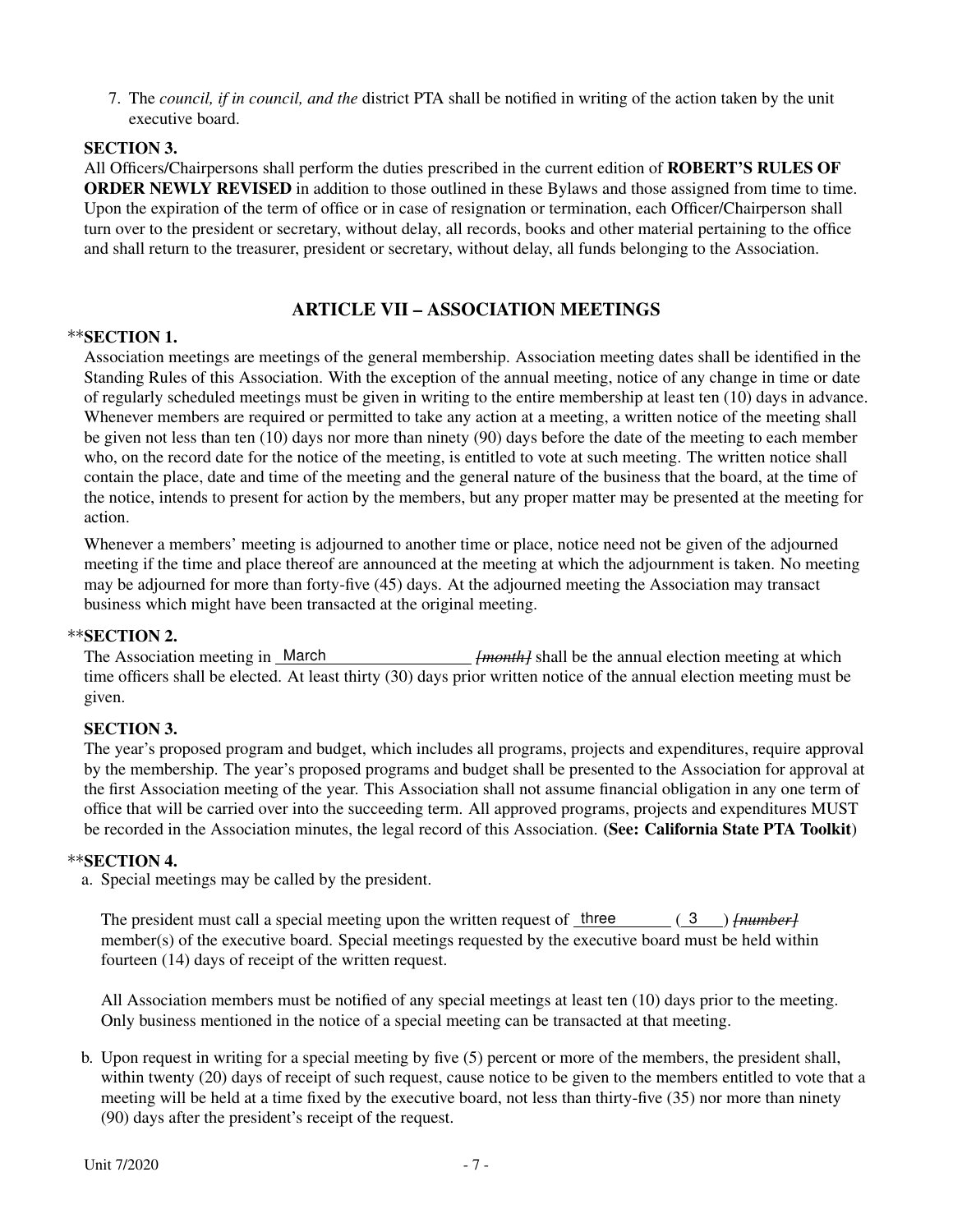7. The *council, if in council, and the* district PTA shall be notified in writing of the action taken by the unit executive board.

**SECTION 3.**

All Officers/Chairpersons shall perform the duties prescribed in the current edition of **ROBERT'S RULES OF ORDER NEWLY REVISED** in addition to those outlined in these Bylaws and those assigned from time to time. Upon the expiration of the term of office or in case of resignation or termination, each Officer/Chairperson shall turn over to the president or secretary, without delay, all records, books and other material pertaining to the office and shall return to the treasurer, president or secretary, without delay, all funds belonging to the Association.

## ARTICLE VII – ASSOCIATION MEETINGS

**\*\*SECTION 1.**

Association meetings are meetings of the general membership. Association meeting dates shall be identified in the Standing Rules of this Association. With the exception of the annual meeting, notice of any change in time or date of regularly scheduled meetings must be given in writing to the entire membership at least ten (10) days in advance. Whenever members are required or permitted to take any action at a meeting, a written notice of the meeting shall be given not less than ten (10) days nor more than ninety (90) days before the date of the meeting to each member who, on the record date for the notice of the meeting, is entitled to vote at such meeting. The written notice shall contain the place, date and time of the meeting and the general nature of the business that the board, at the time of the notice, intends to present for action by the members, but any proper matter may be presented at the meeting for action.

Whenever a members' meeting is adjourned to another time or place, notice need not be given of the adjourned meeting if the time and place thereof are announced at the meeting at which the adjournment is taken. No meeting may be adjourned for more than forty-five (45) days. At the adjourned meeting the Association may transact business which might have been transacted at the original meeting.

**\*\*SECTION 2.**

The Association meeting in March ~~*[month]*~~ shall be the annual election meeting at which time officers shall be elected. At least thirty (30) days prior written notice of the annual election meeting must be given.

**SECTION 3.**

The year's proposed program and budget, which includes all programs, projects and expenditures, require approval by the membership. The year's proposed programs and budget shall be presented to the Association for approval at the first Association meeting of the year. This Association shall not assume financial obligation in any one term of office that will be carried over into the succeeding term. All approved programs, projects and expenditures MUST be recorded in the Association minutes, the legal record of this Association. **(See: California State PTA Toolkit**)

**\*\*SECTION 4.**

a. Special meetings may be called by the president.

   The president must call a special meeting upon the written request of three (3) ~~*[number]*~~ member(s) of the executive board. Special meetings requested by the executive board must be held within fourteen (14) days of receipt of the written request.

   All Association members must be notified of any special meetings at least ten (10) days prior to the meeting. Only business mentioned in the notice of a special meeting can be transacted at that meeting.

b. Upon request in writing for a special meeting by five (5) percent or more of the members, the president shall, within twenty (20) days of receipt of such request, cause notice to be given to the members entitled to vote that a meeting will be held at a time fixed by the executive board, not less than thirty-five (35) nor more than ninety (90) days after the president's receipt of the request.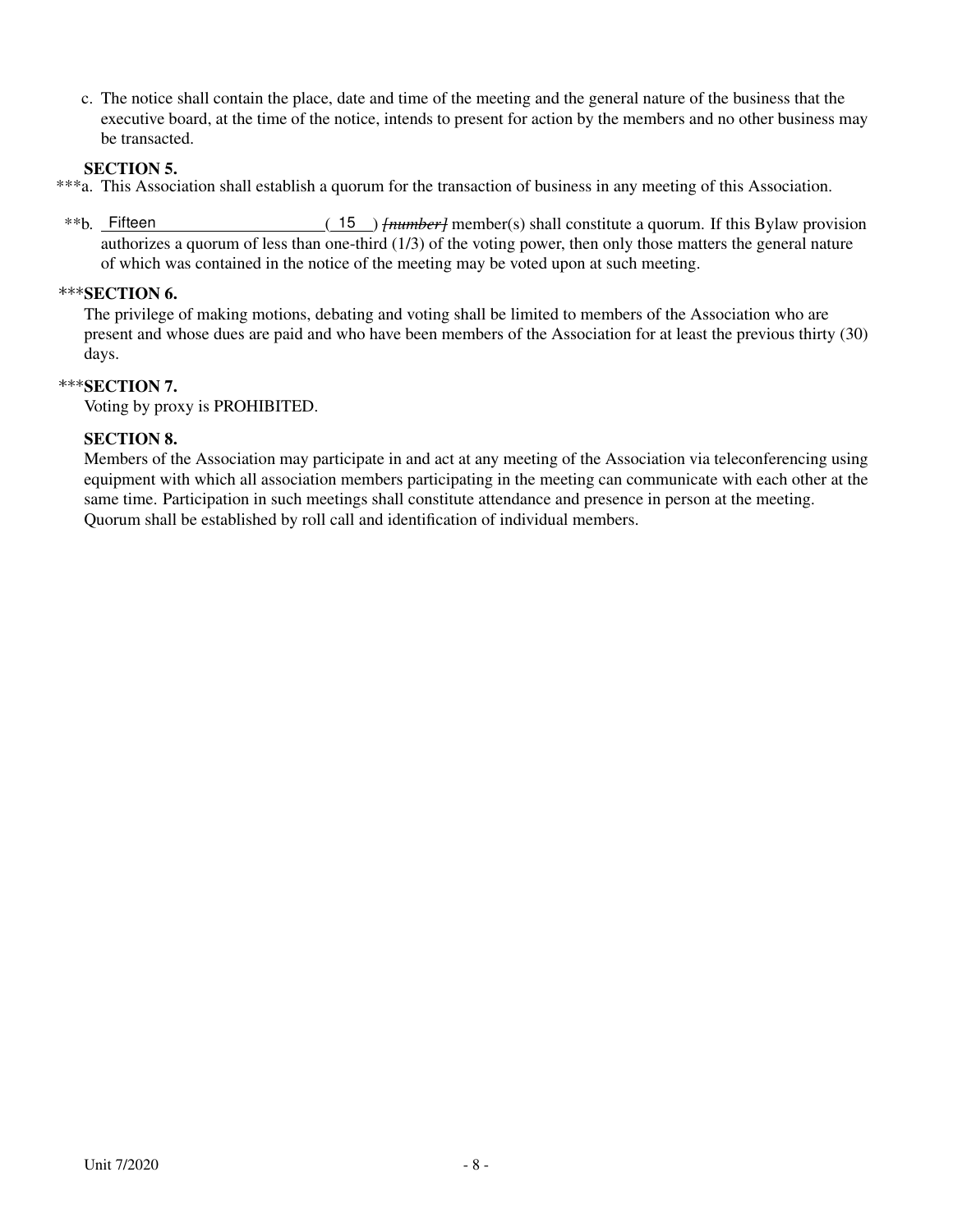c. The notice shall contain the place, date and time of the meeting and the general nature of the business that the executive board, at the time of the notice, intends to present for action by the members and no other business may be transacted.

**SECTION 5.**

***a. This Association shall establish a quorum for the transaction of business in any meeting of this Association.

**b. Fifteen ( 15 ) ~~*[number]*~~ member(s) shall constitute a quorum. If this Bylaw provision authorizes a quorum of less than one-third (1/3) of the voting power, then only those matters the general nature of which was contained in the notice of the meeting may be voted upon at such meeting.

***__SECTION 6.__**

The privilege of making motions, debating and voting shall be limited to members of the Association who are present and whose dues are paid and who have been members of the Association for at least the previous thirty (30) days.

***__SECTION 7.__**

Voting by proxy is PROHIBITED.

**SECTION 8.**

Members of the Association may participate in and act at any meeting of the Association via teleconferencing using equipment with which all association members participating in the meeting can communicate with each other at the same time. Participation in such meetings shall constitute attendance and presence in person at the meeting. Quorum shall be established by roll call and identification of individual members.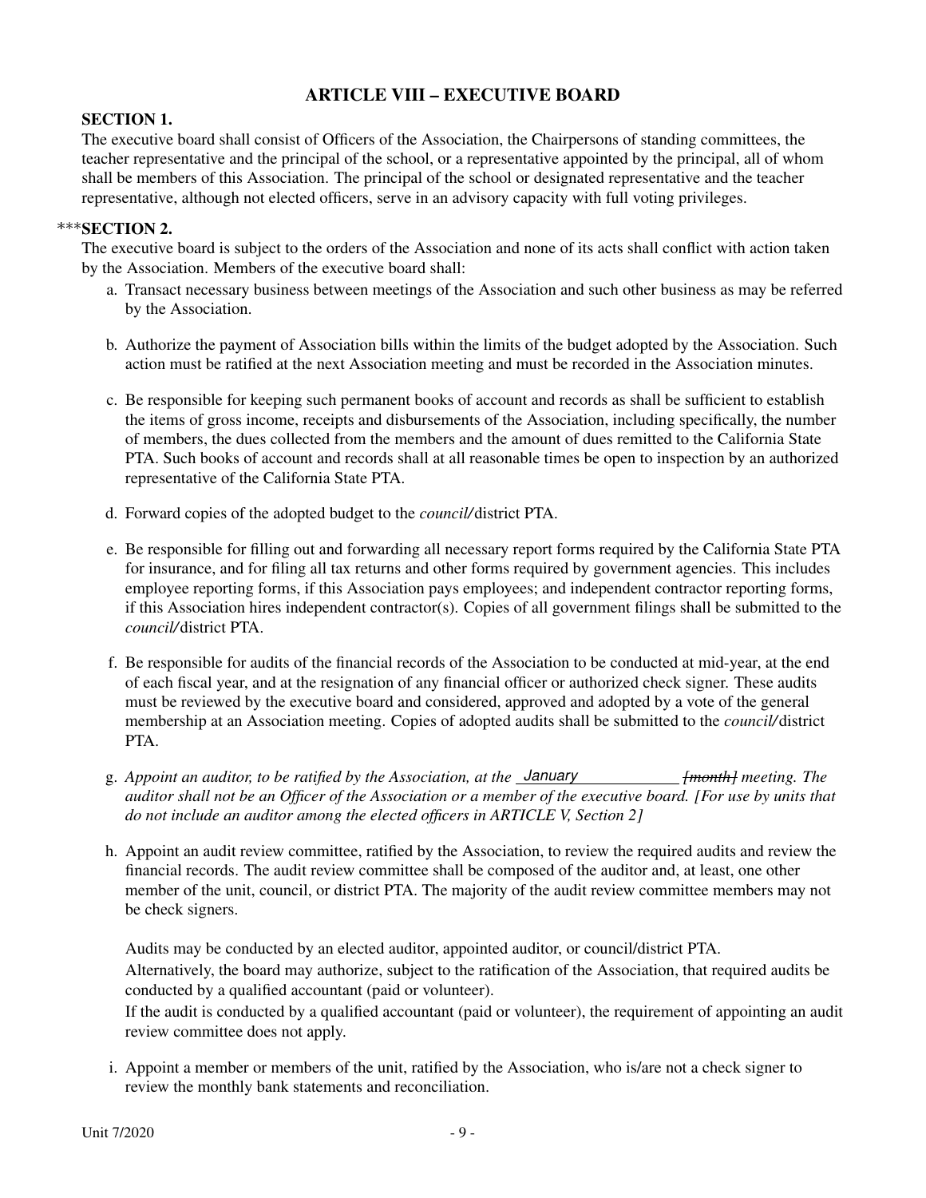## ARTICLE VIII – EXECUTIVE BOARD

**SECTION 1.**

The executive board shall consist of Officers of the Association, the Chairpersons of standing committees, the teacher representative and the principal of the school, or a representative appointed by the principal, all of whom shall be members of this Association. The principal of the school or designated representative and the teacher representative, although not elected officers, serve in an advisory capacity with full voting privileges.

***__SECTION 2.__**

The executive board is subject to the orders of the Association and none of its acts shall conflict with action taken by the Association. Members of the executive board shall:

a. Transact necessary business between meetings of the Association and such other business as may be referred by the Association.

b. Authorize the payment of Association bills within the limits of the budget adopted by the Association. Such action must be ratified at the next Association meeting and must be recorded in the Association minutes.

c. Be responsible for keeping such permanent books of account and records as shall be sufficient to establish the items of gross income, receipts and disbursements of the Association, including specifically, the number of members, the dues collected from the members and the amount of dues remitted to the California State PTA. Such books of account and records shall at all reasonable times be open to inspection by an authorized representative of the California State PTA.

d. Forward copies of the adopted budget to the *council/*district PTA.

e. Be responsible for filling out and forwarding all necessary report forms required by the California State PTA for insurance, and for filing all tax returns and other forms required by government agencies. This includes employee reporting forms, if this Association pays employees; and independent contractor reporting forms, if this Association hires independent contractor(s). Copies of all government filings shall be submitted to the *council/*district PTA.

f. Be responsible for audits of the financial records of the Association to be conducted at mid-year, at the end of each fiscal year, and at the resignation of any financial officer or authorized check signer. These audits must be reviewed by the executive board and considered, approved and adopted by a vote of the general membership at an Association meeting. Copies of adopted audits shall be submitted to the *council/*district PTA.

g. *Appoint an auditor, to be ratified by the Association, at the* January ~~*[month]*~~ *meeting. The auditor shall not be an Officer of the Association or a member of the executive board. [For use by units that do not include an auditor among the elected officers in ARTICLE V, Section 2]*

h. Appoint an audit review committee, ratified by the Association, to review the required audits and review the financial records. The audit review committee shall be composed of the auditor and, at least, one other member of the unit, council, or district PTA. The majority of the audit review committee members may not be check signers.

   Audits may be conducted by an elected auditor, appointed auditor, or council/district PTA.
   Alternatively, the board may authorize, subject to the ratification of the Association, that required audits be conducted by a qualified accountant (paid or volunteer).
   If the audit is conducted by a qualified accountant (paid or volunteer), the requirement of appointing an audit review committee does not apply.

i. Appoint a member or members of the unit, ratified by the Association, who is/are not a check signer to review the monthly bank statements and reconciliation.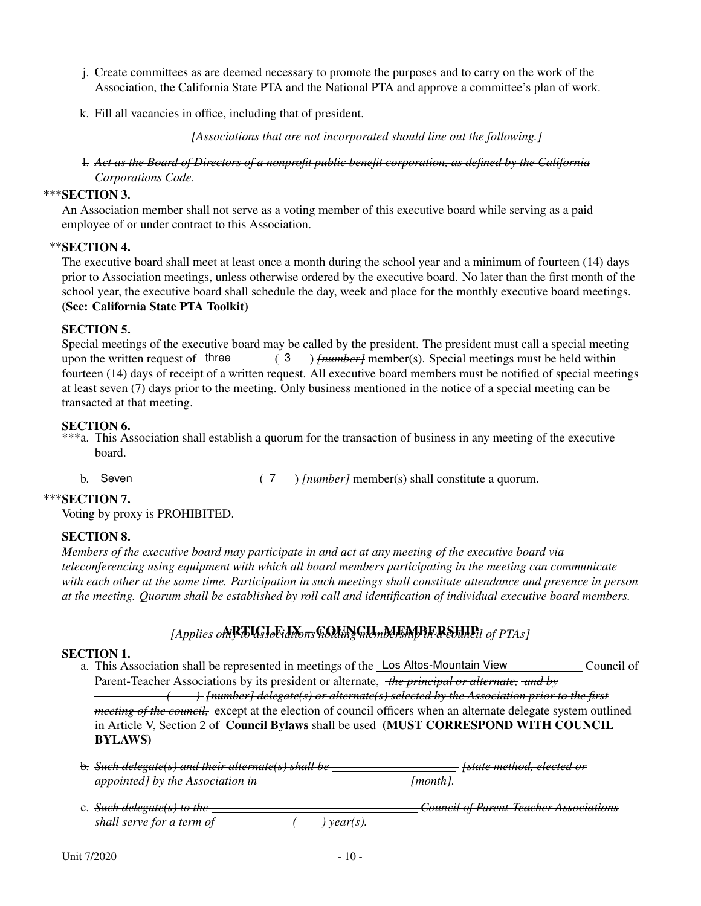j. Create committees as are deemed necessary to promote the purposes and to carry on the work of the Association, the California State PTA and the National PTA and approve a committee's plan of work.

k. Fill all vacancies in office, including that of president.

~~*[Associations that are not incorporated should line out the following.]*~~

~~*l. Act as the Board of Directors of a nonprofit public benefit corporation, as defined by the California Corporations Code.*~~

***SECTION 3.**

An Association member shall not serve as a voting member of this executive board while serving as a paid employee of or under contract to this Association.

**SECTION 4.**

The executive board shall meet at least once a month during the school year and a minimum of fourteen (14) days prior to Association meetings, unless otherwise ordered by the executive board. No later than the first month of the school year, the executive board shall schedule the day, week and place for the monthly executive board meetings. **(See: California State PTA Toolkit)**

**SECTION 5.**

Special meetings of the executive board may be called by the president. The president must call a special meeting upon the written request of three ( 3 ) ~~*[number]*~~ member(s). Special meetings must be held within fourteen (14) days of receipt of a written request. All executive board members must be notified of special meetings at least seven (7) days prior to the meeting. Only business mentioned in the notice of a special meeting can be transacted at that meeting.

**SECTION 6.**

***a. This Association shall establish a quorum for the transaction of business in any meeting of the executive board.

b. Seven ( 7 ) ~~*[number]*~~ member(s) shall constitute a quorum.

***SECTION 7.**

Voting by proxy is PROHIBITED.

**SECTION 8.**

*Members of the executive board may participate in and act at any meeting of the executive board via teleconferencing using equipment with which all board members participating in the meeting can communicate with each other at the same time. Participation in such meetings shall constitute attendance and presence in person at the meeting. Quorum shall be established by roll call and identification of individual executive board members.*

## ARTICLE IX – COUNCIL MEMBERSHIP

~~*[Applies only to associations holding membership in a council of PTAs]*~~

**SECTION 1.**

a. This Association shall be represented in meetings of the Los Altos-Mountain View Council of Parent-Teacher Associations by its president or alternate, ~~*the principal or alternate, and by \_\_\_\_\_ (\_\_\_) [number] delegate(s) or alternate(s) selected by the Association prior to the first meeting of the council,*~~ except at the election of council officers when an alternate delegate system outlined in Article V, Section 2 of **Council Bylaws** shall be used **(MUST CORRESPOND WITH COUNCIL BYLAWS)**

~~*b. Such delegate(s) and their alternate(s) shall be \_\_\_\_\_ [state method, elected or appointed] by the Association in \_\_\_\_\_ [month].*~~

~~*c. Such delegate(s) to the \_\_\_\_\_ Council of Parent-Teacher Associations shall serve for a term of \_\_\_\_\_ (\_\_\_) year(s).*~~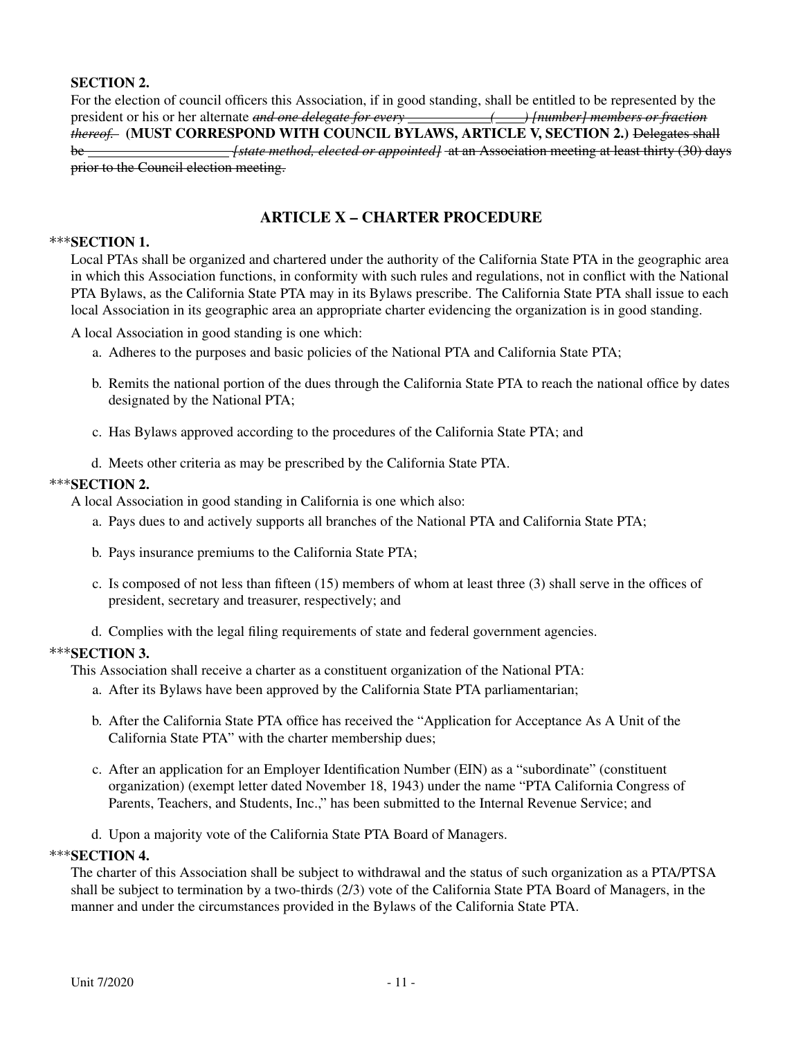**SECTION 2.**

For the election of council officers this Association, if in good standing, shall be entitled to be represented by the president or his or her alternate ~~*and one delegate for every \_\_\_\_\_\_\_\_\_\_\_ (\_\_\_\_) [number] members or fraction thereof.*~~ **(MUST CORRESPOND WITH COUNCIL BYLAWS, ARTICLE V, SECTION 2.)** ~~Delegates shall be \_\_\_\_\_\_\_\_\_\_\_\_\_\_\_\_\_\_\_\_ *[state method, elected or appointed]* at an Association meeting at least thirty (30) days prior to the Council election meeting.~~

## ARTICLE X – CHARTER PROCEDURE

\*\*\***SECTION 1.**

Local PTAs shall be organized and chartered under the authority of the California State PTA in the geographic area in which this Association functions, in conformity with such rules and regulations, not in conflict with the National PTA Bylaws, as the California State PTA may in its Bylaws prescribe. The California State PTA shall issue to each local Association in its geographic area an appropriate charter evidencing the organization is in good standing.

A local Association in good standing is one which:

a. Adheres to the purposes and basic policies of the National PTA and California State PTA;

b. Remits the national portion of the dues through the California State PTA to reach the national office by dates designated by the National PTA;

c. Has Bylaws approved according to the procedures of the California State PTA; and

d. Meets other criteria as may be prescribed by the California State PTA.

\*\*\***SECTION 2.**

A local Association in good standing in California is one which also:

a. Pays dues to and actively supports all branches of the National PTA and California State PTA;

b. Pays insurance premiums to the California State PTA;

c. Is composed of not less than fifteen (15) members of whom at least three (3) shall serve in the offices of president, secretary and treasurer, respectively; and

d. Complies with the legal filing requirements of state and federal government agencies.

\*\*\***SECTION 3.**

This Association shall receive a charter as a constituent organization of the National PTA:

a. After its Bylaws have been approved by the California State PTA parliamentarian;

b. After the California State PTA office has received the "Application for Acceptance As A Unit of the California State PTA" with the charter membership dues;

c. After an application for an Employer Identification Number (EIN) as a "subordinate" (constituent organization) (exempt letter dated November 18, 1943) under the name "PTA California Congress of Parents, Teachers, and Students, Inc.," has been submitted to the Internal Revenue Service; and

d. Upon a majority vote of the California State PTA Board of Managers.

\*\*\***SECTION 4.**

The charter of this Association shall be subject to withdrawal and the status of such organization as a PTA/PTSA shall be subject to termination by a two-thirds (2/3) vote of the California State PTA Board of Managers, in the manner and under the circumstances provided in the Bylaws of the California State PTA.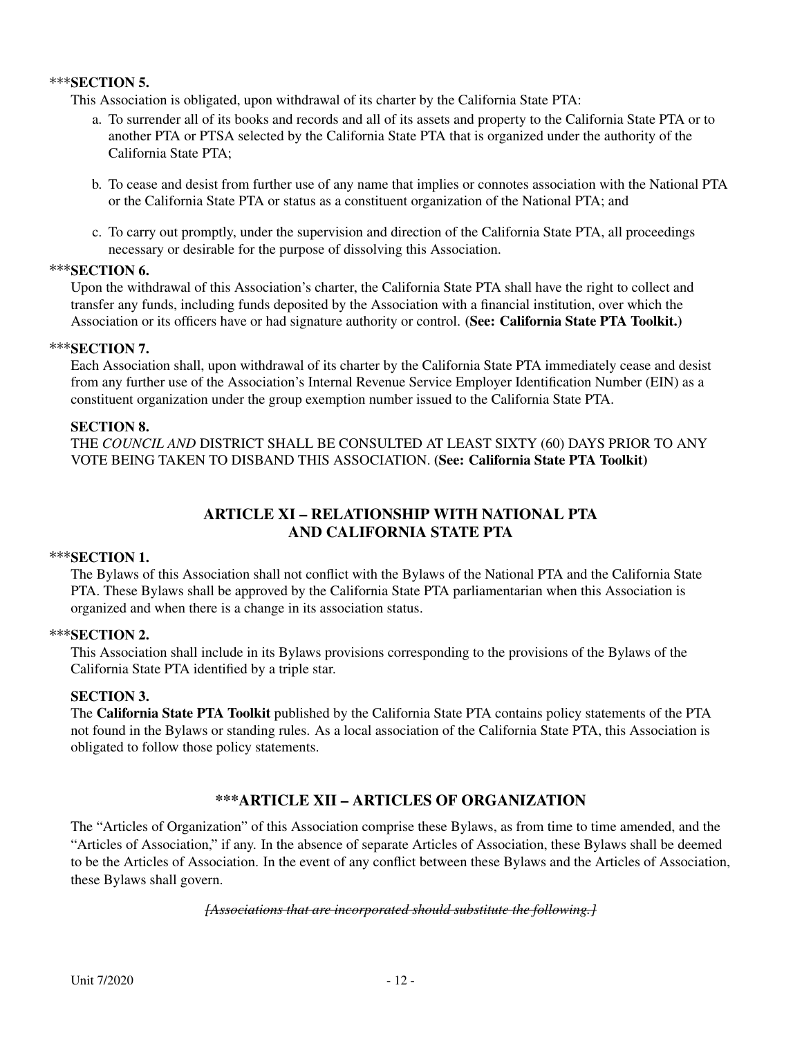***SECTION 5.

This Association is obligated, upon withdrawal of its charter by the California State PTA:

a. To surrender all of its books and records and all of its assets and property to the California State PTA or to another PTA or PTSA selected by the California State PTA that is organized under the authority of the California State PTA;

b. To cease and desist from further use of any name that implies or connotes association with the National PTA or the California State PTA or status as a constituent organization of the National PTA; and

c. To carry out promptly, under the supervision and direction of the California State PTA, all proceedings necessary or desirable for the purpose of dissolving this Association.

***SECTION 6.

Upon the withdrawal of this Association's charter, the California State PTA shall have the right to collect and transfer any funds, including funds deposited by the Association with a financial institution, over which the Association or its officers have or had signature authority or control. **(See: California State PTA Toolkit.)**

***SECTION 7.

Each Association shall, upon withdrawal of its charter by the California State PTA immediately cease and desist from any further use of the Association's Internal Revenue Service Employer Identification Number (EIN) as a constituent organization under the group exemption number issued to the California State PTA.

**SECTION 8.**

THE *COUNCIL AND* DISTRICT SHALL BE CONSULTED AT LEAST SIXTY (60) DAYS PRIOR TO ANY VOTE BEING TAKEN TO DISBAND THIS ASSOCIATION. **(See: California State PTA Toolkit)**

## ARTICLE XI – RELATIONSHIP WITH NATIONAL PTA AND CALIFORNIA STATE PTA

***SECTION 1.

The Bylaws of this Association shall not conflict with the Bylaws of the National PTA and the California State PTA. These Bylaws shall be approved by the California State PTA parliamentarian when this Association is organized and when there is a change in its association status.

***SECTION 2.

This Association shall include in its Bylaws provisions corresponding to the provisions of the Bylaws of the California State PTA identified by a triple star.

**SECTION 3.**

The **California State PTA Toolkit** published by the California State PTA contains policy statements of the PTA not found in the Bylaws or standing rules. As a local association of the California State PTA, this Association is obligated to follow those policy statements.

## ***ARTICLE XII – ARTICLES OF ORGANIZATION

The "Articles of Organization" of this Association comprise these Bylaws, as from time to time amended, and the "Articles of Association," if any. In the absence of separate Articles of Association, these Bylaws shall be deemed to be the Articles of Association. In the event of any conflict between these Bylaws and the Articles of Association, these Bylaws shall govern.

~~*[Associations that are incorporated should substitute the following.]*~~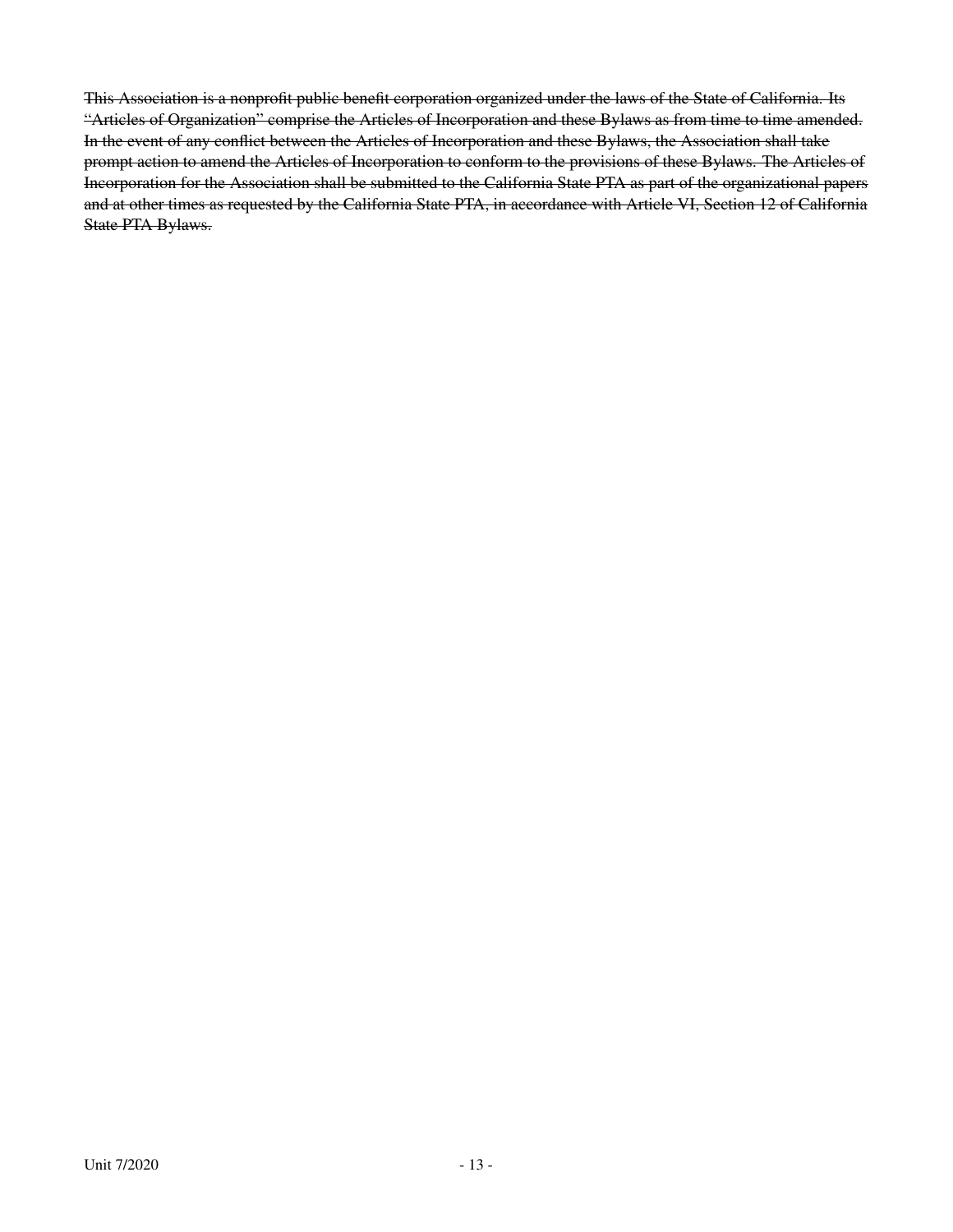~~This Association is a nonprofit public benefit corporation organized under the laws of the State of California. Its "Articles of Organization" comprise the Articles of Incorporation and these Bylaws as from time to time amended. In the event of any conflict between the Articles of Incorporation and these Bylaws, the Association shall take prompt action to amend the Articles of Incorporation to conform to the provisions of these Bylaws. The Articles of Incorporation for the Association shall be submitted to the California State PTA as part of the organizational papers and at other times as requested by the California State PTA, in accordance with Article VI, Section 12 of California State PTA Bylaws.~~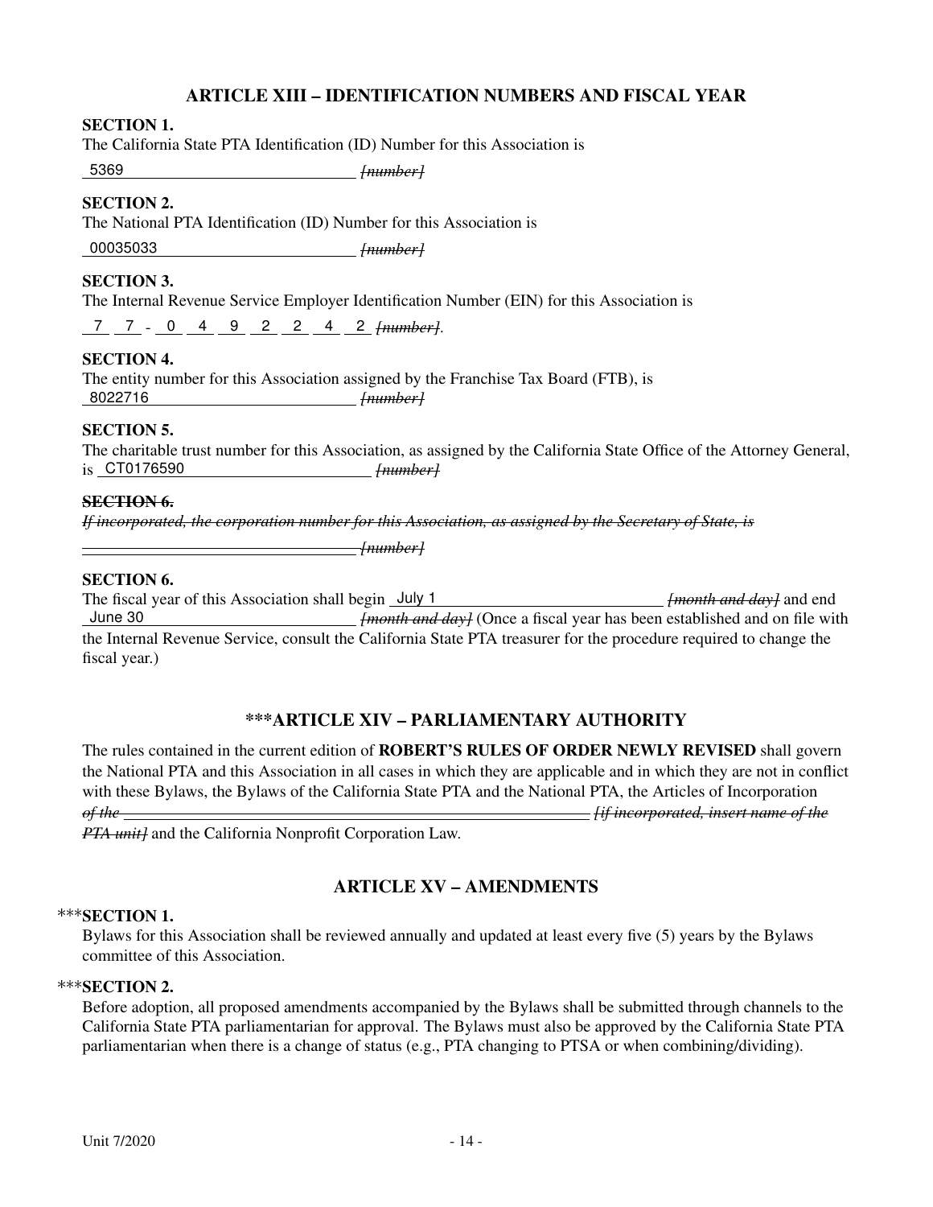## ARTICLE XIII – IDENTIFICATION NUMBERS AND FISCAL YEAR

**SECTION 1.**

The California State PTA Identification (ID) Number for this Association is

5369 ~~[number]~~

**SECTION 2.**

The National PTA Identification (ID) Number for this Association is

00035033 ~~[number]~~

**SECTION 3.**

The Internal Revenue Service Employer Identification Number (EIN) for this Association is

7 7 - 0 4 9 2 2 4 2 ~~[number]~~.

**SECTION 4.**

The entity number for this Association assigned by the Franchise Tax Board (FTB), is

8022716 ~~[number]~~

**SECTION 5.**

The charitable trust number for this Association, as assigned by the California State Office of the Attorney General, is CT0176590 ~~[number]~~

~~**SECTION 6.**~~

~~*If incorporated, the corporation number for this Association, as assigned by the Secretary of State, is*~~

~~________________ [number]~~

**SECTION 6.**

The fiscal year of this Association shall begin July 1 ~~[month and day]~~ and end June 30 ~~[month and day]~~ (Once a fiscal year has been established and on file with the Internal Revenue Service, consult the California State PTA treasurer for the procedure required to change the fiscal year.)

## ***ARTICLE XIV – PARLIAMENTARY AUTHORITY

The rules contained in the current edition of **ROBERT'S RULES OF ORDER NEWLY REVISED** shall govern the National PTA and this Association in all cases in which they are applicable and in which they are not in conflict with these Bylaws, the Bylaws of the California State PTA and the National PTA, the Articles of Incorporation ~~*of the ________________ [if incorporated, insert name of the PTA unit]*~~ and the California Nonprofit Corporation Law.

## ARTICLE XV – AMENDMENTS

***__SECTION 1.__**

Bylaws for this Association shall be reviewed annually and updated at least every five (5) years by the Bylaws committee of this Association.

***__SECTION 2.__**

Before adoption, all proposed amendments accompanied by the Bylaws shall be submitted through channels to the California State PTA parliamentarian for approval. The Bylaws must also be approved by the California State PTA parliamentarian when there is a change of status (e.g., PTA changing to PTSA or when combining/dividing).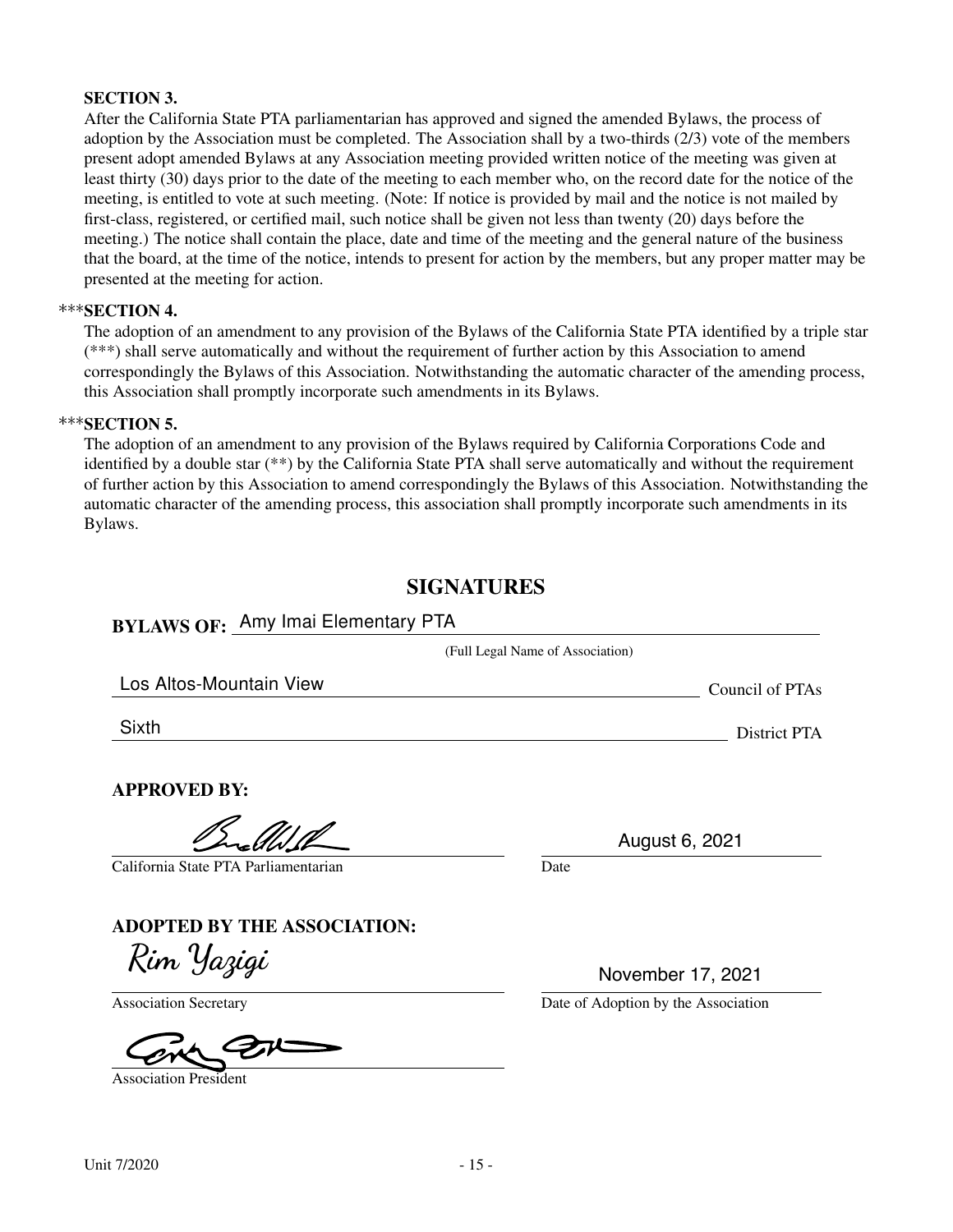**SECTION 3.**

After the California State PTA parliamentarian has approved and signed the amended Bylaws, the process of adoption by the Association must be completed. The Association shall by a two-thirds (2/3) vote of the members present adopt amended Bylaws at any Association meeting provided written notice of the meeting was given at least thirty (30) days prior to the date of the meeting to each member who, on the record date for the notice of the meeting, is entitled to vote at such meeting. (Note: If notice is provided by mail and the notice is not mailed by first-class, registered, or certified mail, such notice shall be given not less than twenty (20) days before the meeting.) The notice shall contain the place, date and time of the meeting and the general nature of the business that the board, at the time of the notice, intends to present for action by the members, but any proper matter may be presented at the meeting for action.

***__SECTION 4.__

The adoption of an amendment to any provision of the Bylaws of the California State PTA identified by a triple star (***) shall serve automatically and without the requirement of further action by this Association to amend correspondingly the Bylaws of this Association. Notwithstanding the automatic character of the amending process, this Association shall promptly incorporate such amendments in its Bylaws.

***__SECTION 5.__

The adoption of an amendment to any provision of the Bylaws required by California Corporations Code and identified by a double star (**) by the California State PTA shall serve automatically and without the requirement of further action by this Association to amend correspondingly the Bylaws of this Association. Notwithstanding the automatic character of the amending process, this association shall promptly incorporate such amendments in its Bylaws.

## SIGNATURES

**BYLAWS OF:** Amy Imai Elementary PTA

(Full Legal Name of Association)

Los Altos-Mountain View Council of PTAs

Sixth District PTA

**APPROVED BY:**

[Signature]
California State PTA Parliamentarian

August 6, 2021
Date

**ADOPTED BY THE ASSOCIATION:**

Rim Yazigi
Association Secretary

November 17, 2021
Date of Adoption by the Association

[Signature]
Association President

Unit 7/2020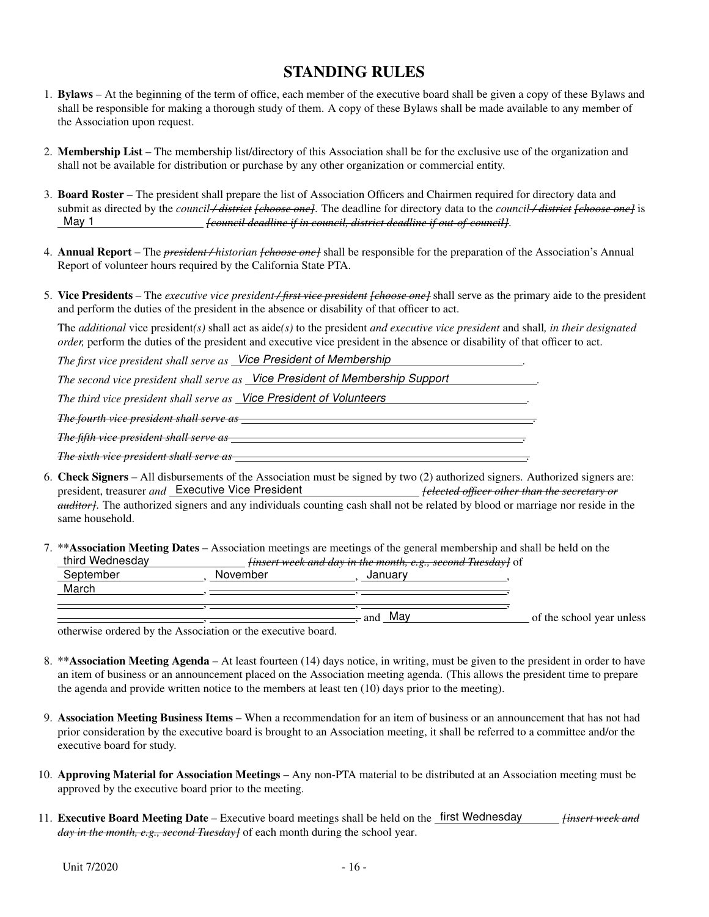# STANDING RULES

1. **Bylaws** – At the beginning of the term of office, each member of the executive board shall be given a copy of these Bylaws and shall be responsible for making a thorough study of them. A copy of these Bylaws shall be made available to any member of the Association upon request.

2. **Membership List** – The membership list/directory of this Association shall be for the exclusive use of the organization and shall not be available for distribution or purchase by any other organization or commercial entity.

3. **Board Roster** – The president shall prepare the list of Association Officers and Chairmen required for directory data and submit as directed by the *council* ~~*/ district [choose one]*~~. The deadline for directory data to the *council* ~~*/ district [choose one]*~~ is May 1 ~~*[council deadline if in council, district deadline if out-of-council]*~~.

4. **Annual Report** – The ~~*president /*~~ *historian* ~~*[choose one]*~~ shall be responsible for the preparation of the Association's Annual Report of volunteer hours required by the California State PTA.

5. **Vice Presidents** – The *executive vice president* ~~*/ first vice president [choose one]*~~ shall serve as the primary aide to the president and perform the duties of the president in the absence or disability of that officer to act.

   The *additional* vice president*(s)* shall act as aide*(s)* to the president *and executive vice president* and shall*, in their designated order,* perform the duties of the president and executive vice president in the absence or disability of that officer to act.

   *The first vice president shall serve as* Vice President of Membership.

   *The second vice president shall serve as* Vice President of Membership Support.

   *The third vice president shall serve as* Vice President of Volunteers.

   ~~*The fourth vice president shall serve as*~~ ______.

   ~~*The fifth vice president shall serve as*~~ ______.

   ~~*The sixth vice president shall serve as*~~ ______.

6. **Check Signers** – All disbursements of the Association must be signed by two (2) authorized signers. Authorized signers are: president, treasurer *and* Executive Vice President ~~*[elected officer other than the secretary or auditor]*~~. The authorized signers and any individuals counting cash shall not be related by blood or marriage nor reside in the same household.

7. **\*\*Association Meeting Dates** – Association meetings are meetings of the general membership and shall be held on the third Wednesday ~~*[insert week and day in the month, e.g., second Tuesday]*~~ of September, November, January, March, ______, ______, ______, ______, ______, ______, ______, and May of the school year unless otherwise ordered by the Association or the executive board.

8. **\*\*Association Meeting Agenda** – At least fourteen (14) days notice, in writing, must be given to the president in order to have an item of business or an announcement placed on the Association meeting agenda. (This allows the president time to prepare the agenda and provide written notice to the members at least ten (10) days prior to the meeting).

9. **Association Meeting Business Items** – When a recommendation for an item of business or an announcement that has not had prior consideration by the executive board is brought to an Association meeting, it shall be referred to a committee and/or the executive board for study.

10. **Approving Material for Association Meetings** – Any non-PTA material to be distributed at an Association meeting must be approved by the executive board prior to the meeting.

11. **Executive Board Meeting Date** – Executive board meetings shall be held on the first Wednesday ~~*[insert week and day in the month, e.g., second Tuesday]*~~ of each month during the school year.

Unit 7/2020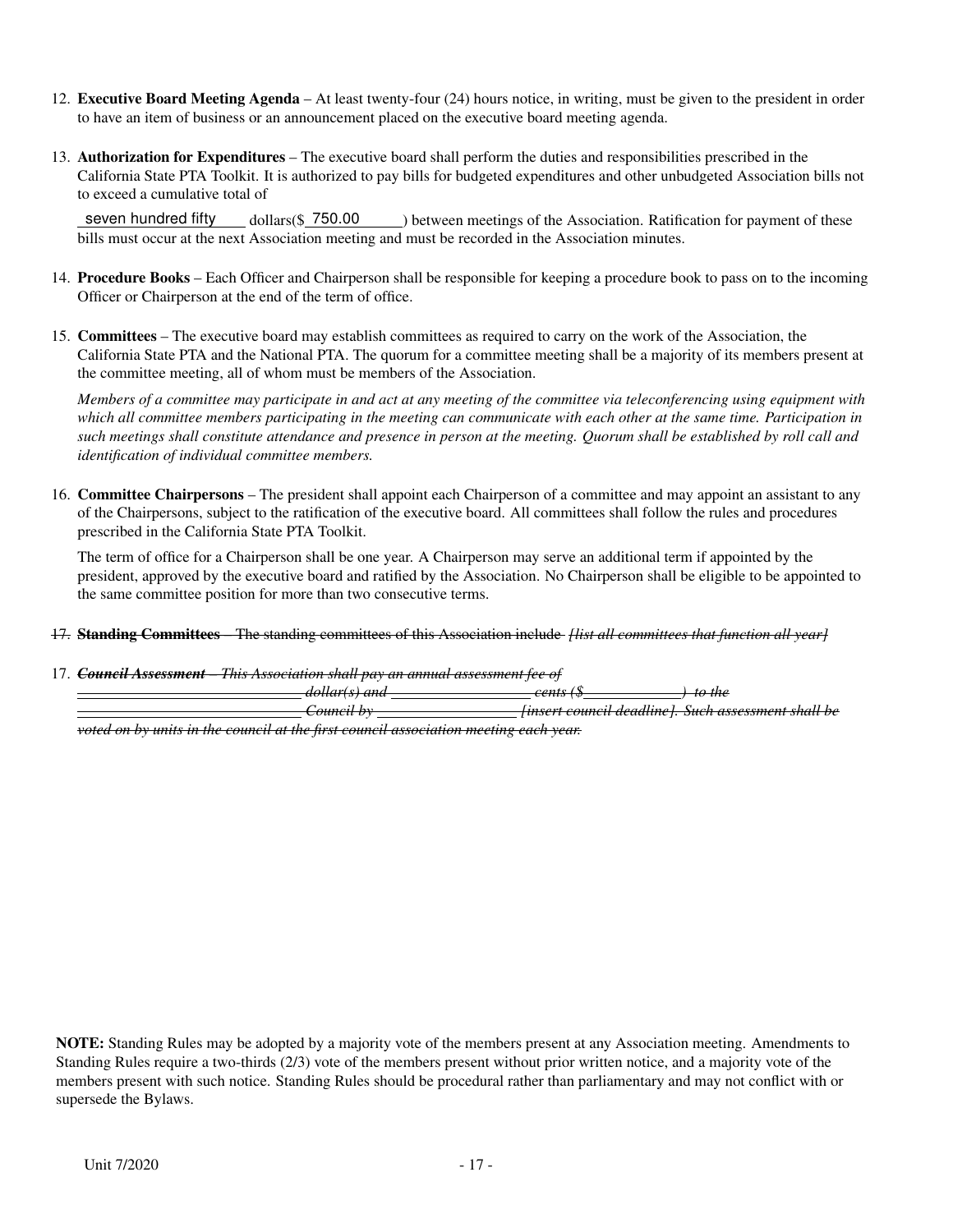12. **Executive Board Meeting Agenda** – At least twenty-four (24) hours notice, in writing, must be given to the president in order to have an item of business or an announcement placed on the executive board meeting agenda.

13. **Authorization for Expenditures** – The executive board shall perform the duties and responsibilities prescribed in the California State PTA Toolkit. It is authorized to pay bills for budgeted expenditures and other unbudgeted Association bills not to exceed a cumulative total of

    seven hundred fifty dollars($ 750.00 ) between meetings of the Association. Ratification for payment of these bills must occur at the next Association meeting and must be recorded in the Association minutes.

14. **Procedure Books** – Each Officer and Chairperson shall be responsible for keeping a procedure book to pass on to the incoming Officer or Chairperson at the end of the term of office.

15. **Committees** – The executive board may establish committees as required to carry on the work of the Association, the California State PTA and the National PTA. The quorum for a committee meeting shall be a majority of its members present at the committee meeting, all of whom must be members of the Association.

    *Members of a committee may participate in and act at any meeting of the committee via teleconferencing using equipment with which all committee members participating in the meeting can communicate with each other at the same time. Participation in such meetings shall constitute attendance and presence in person at the meeting. Quorum shall be established by roll call and identification of individual committee members.*

16. **Committee Chairpersons** – The president shall appoint each Chairperson of a committee and may appoint an assistant to any of the Chairpersons, subject to the ratification of the executive board. All committees shall follow the rules and procedures prescribed in the California State PTA Toolkit.

    The term of office for a Chairperson shall be one year. A Chairperson may serve an additional term if appointed by the president, approved by the executive board and ratified by the Association. No Chairperson shall be eligible to be appointed to the same committee position for more than two consecutive terms.

~~17. **Standing Committees** – The standing committees of this Association include *[list all committees that function all year]*~~

17. ~~***Council Assessment** – This Association shall pay an annual assessment fee of ______________ dollar(s) and ______________ cents ($__________) to the ______________ Council by ______________ [insert council deadline]. Such assessment shall be voted on by units in the council at the first council association meeting each year.*~~

**NOTE:** Standing Rules may be adopted by a majority vote of the members present at any Association meeting. Amendments to Standing Rules require a two-thirds (2/3) vote of the members present without prior written notice, and a majority vote of the members present with such notice. Standing Rules should be procedural rather than parliamentary and may not conflict with or supersede the Bylaws.

Unit 7/2020